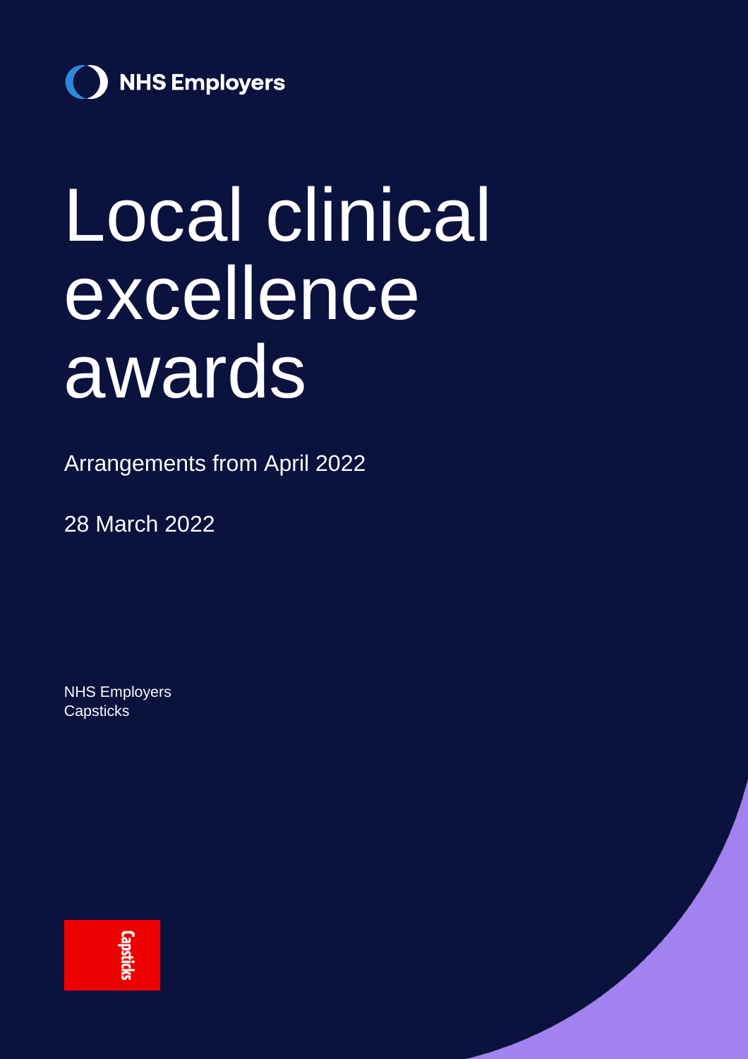NHS Employers

# Local clinical excellence awards

Arrangements from April 2022

28 March 2022

NHS Employers
Capsticks

Capsticks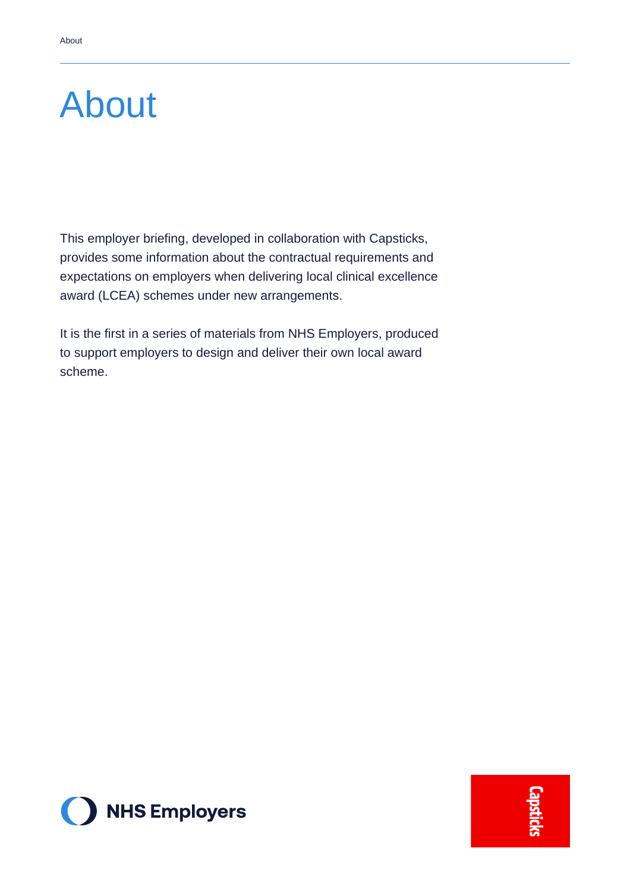# About

This employer briefing, developed in collaboration with Capsticks, provides some information about the contractual requirements and expectations on employers when delivering local clinical excellence award (LCEA) schemes under new arrangements.

It is the first in a series of materials from NHS Employers, produced to support employers to design and deliver their own local award scheme.

NHS Employers

Capsticks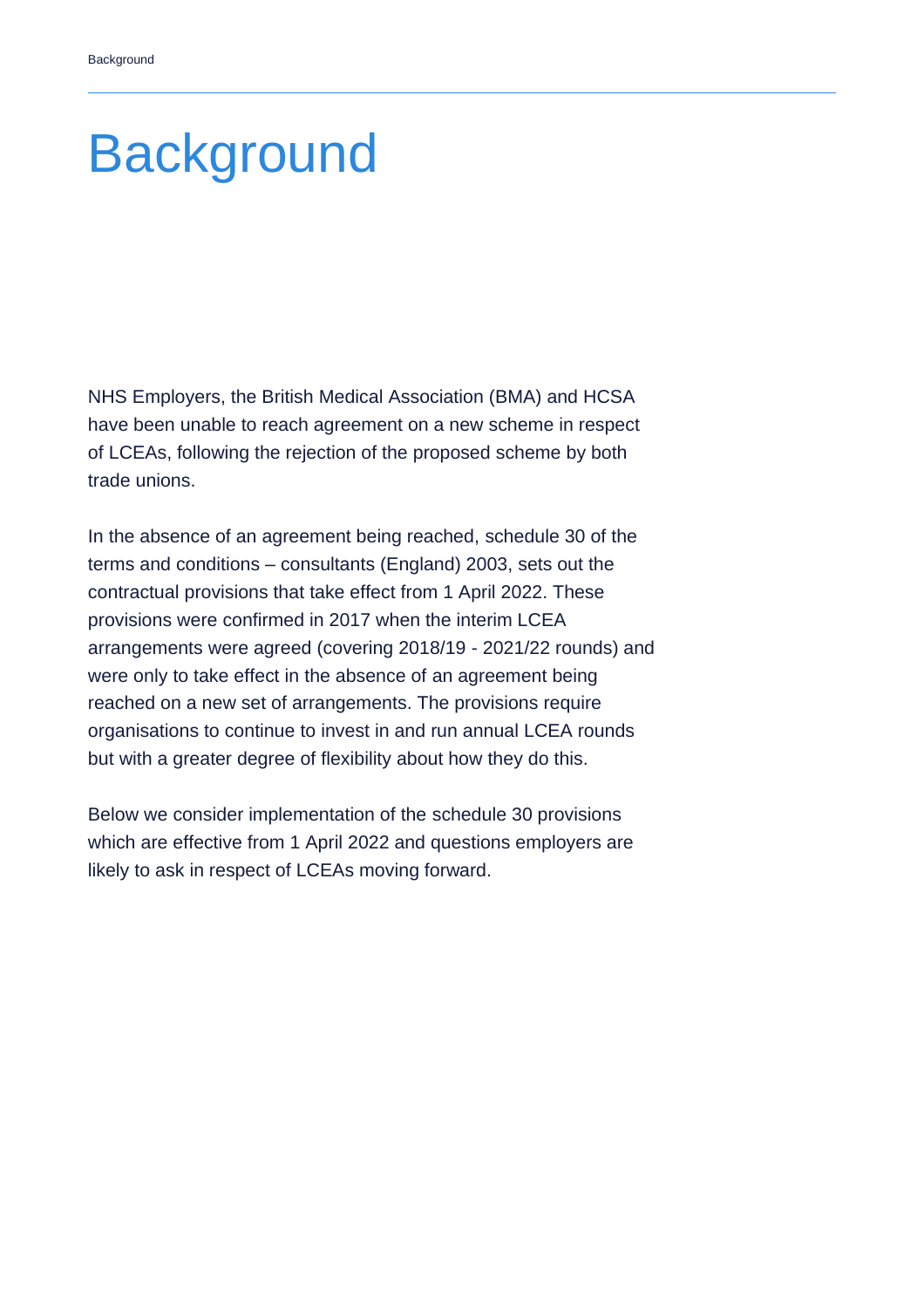# Background

NHS Employers, the British Medical Association (BMA) and HCSA have been unable to reach agreement on a new scheme in respect of LCEAs, following the rejection of the proposed scheme by both trade unions.

In the absence of an agreement being reached, schedule 30 of the terms and conditions – consultants (England) 2003, sets out the contractual provisions that take effect from 1 April 2022. These provisions were confirmed in 2017 when the interim LCEA arrangements were agreed (covering 2018/19 - 2021/22 rounds) and were only to take effect in the absence of an agreement being reached on a new set of arrangements. The provisions require organisations to continue to invest in and run annual LCEA rounds but with a greater degree of flexibility about how they do this.

Below we consider implementation of the schedule 30 provisions which are effective from 1 April 2022 and questions employers are likely to ask in respect of LCEAs moving forward.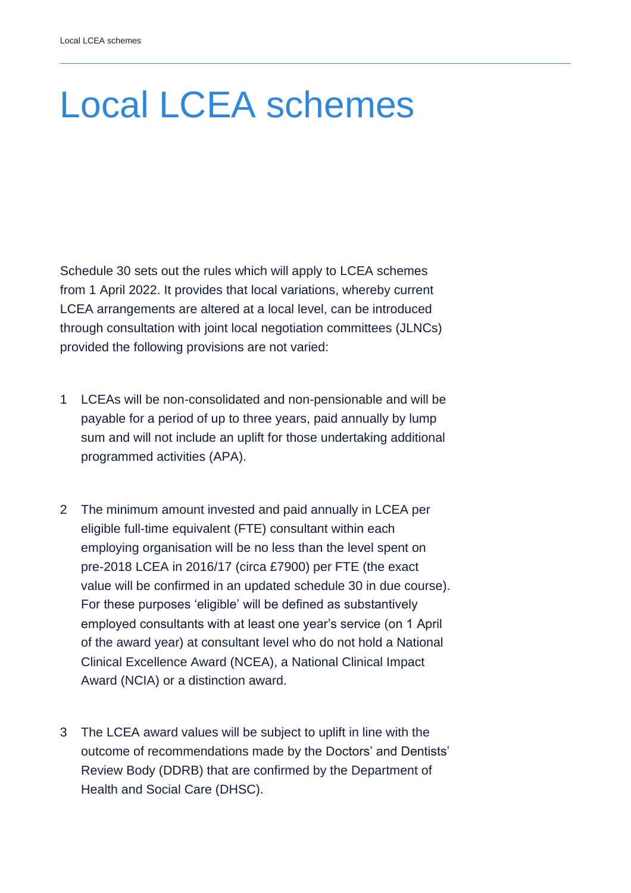# Local LCEA schemes

Schedule 30 sets out the rules which will apply to LCEA schemes from 1 April 2022. It provides that local variations, whereby current LCEA arrangements are altered at a local level, can be introduced through consultation with joint local negotiation committees (JLNCs) provided the following provisions are not varied:

1. LCEAs will be non-consolidated and non-pensionable and will be payable for a period of up to three years, paid annually by lump sum and will not include an uplift for those undertaking additional programmed activities (APA).

2. The minimum amount invested and paid annually in LCEA per eligible full-time equivalent (FTE) consultant within each employing organisation will be no less than the level spent on pre-2018 LCEA in 2016/17 (circa £7900) per FTE (the exact value will be confirmed in an updated schedule 30 in due course). For these purposes 'eligible' will be defined as substantively employed consultants with at least one year's service (on 1 April of the award year) at consultant level who do not hold a National Clinical Excellence Award (NCEA), a National Clinical Impact Award (NCIA) or a distinction award.

3. The LCEA award values will be subject to uplift in line with the outcome of recommendations made by the Doctors' and Dentists' Review Body (DDRB) that are confirmed by the Department of Health and Social Care (DHSC).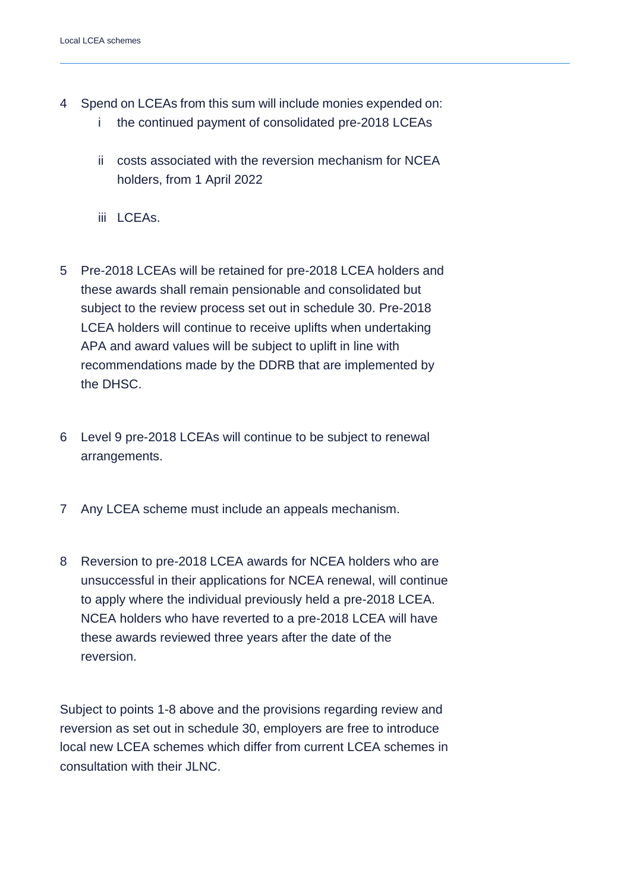4 Spend on LCEAs from this sum will include monies expended on:
   i the continued payment of consolidated pre-2018 LCEAs

   ii costs associated with the reversion mechanism for NCEA holders, from 1 April 2022

   iii LCEAs.

5 Pre-2018 LCEAs will be retained for pre-2018 LCEA holders and these awards shall remain pensionable and consolidated but subject to the review process set out in schedule 30. Pre-2018 LCEA holders will continue to receive uplifts when undertaking APA and award values will be subject to uplift in line with recommendations made by the DDRB that are implemented by the DHSC.

6 Level 9 pre-2018 LCEAs will continue to be subject to renewal arrangements.

7 Any LCEA scheme must include an appeals mechanism.

8 Reversion to pre-2018 LCEA awards for NCEA holders who are unsuccessful in their applications for NCEA renewal, will continue to apply where the individual previously held a pre-2018 LCEA. NCEA holders who have reverted to a pre-2018 LCEA will have these awards reviewed three years after the date of the reversion.

Subject to points 1-8 above and the provisions regarding review and reversion as set out in schedule 30, employers are free to introduce local new LCEA schemes which differ from current LCEA schemes in consultation with their JLNC.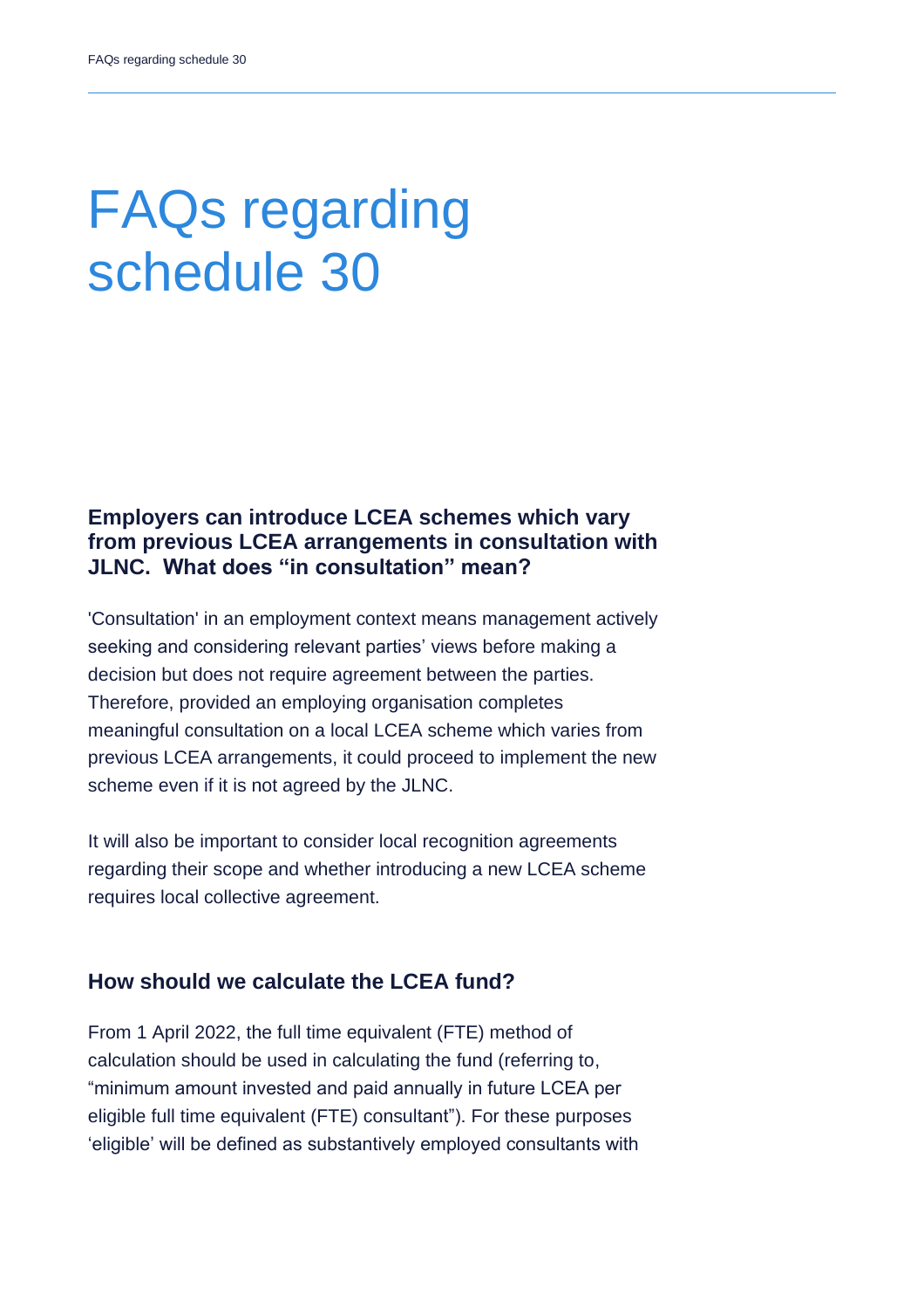# FAQs regarding schedule 30

### Employers can introduce LCEA schemes which vary from previous LCEA arrangements in consultation with JLNC. What does "in consultation" mean?

'Consultation' in an employment context means management actively seeking and considering relevant parties' views before making a decision but does not require agreement between the parties. Therefore, provided an employing organisation completes meaningful consultation on a local LCEA scheme which varies from previous LCEA arrangements, it could proceed to implement the new scheme even if it is not agreed by the JLNC.

It will also be important to consider local recognition agreements regarding their scope and whether introducing a new LCEA scheme requires local collective agreement.

### How should we calculate the LCEA fund?

From 1 April 2022, the full time equivalent (FTE) method of calculation should be used in calculating the fund (referring to, "minimum amount invested and paid annually in future LCEA per eligible full time equivalent (FTE) consultant"). For these purposes 'eligible' will be defined as substantively employed consultants with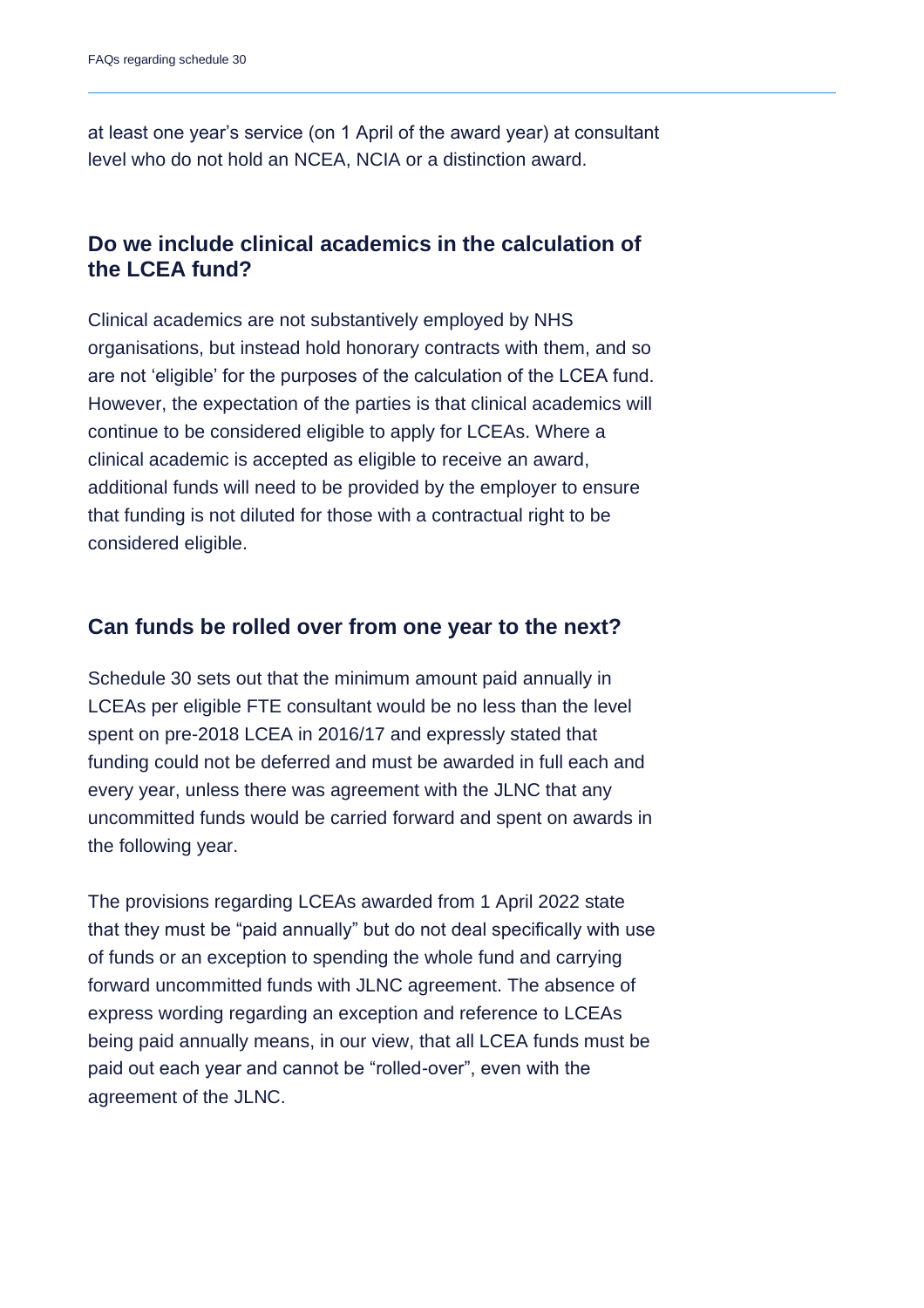at least one year's service (on 1 April of the award year) at consultant level who do not hold an NCEA, NCIA or a distinction award.

## Do we include clinical academics in the calculation of the LCEA fund?

Clinical academics are not substantively employed by NHS organisations, but instead hold honorary contracts with them, and so are not 'eligible' for the purposes of the calculation of the LCEA fund. However, the expectation of the parties is that clinical academics will continue to be considered eligible to apply for LCEAs. Where a clinical academic is accepted as eligible to receive an award, additional funds will need to be provided by the employer to ensure that funding is not diluted for those with a contractual right to be considered eligible.

## Can funds be rolled over from one year to the next?

Schedule 30 sets out that the minimum amount paid annually in LCEAs per eligible FTE consultant would be no less than the level spent on pre-2018 LCEA in 2016/17 and expressly stated that funding could not be deferred and must be awarded in full each and every year, unless there was agreement with the JLNC that any uncommitted funds would be carried forward and spent on awards in the following year.

The provisions regarding LCEAs awarded from 1 April 2022 state that they must be "paid annually" but do not deal specifically with use of funds or an exception to spending the whole fund and carrying forward uncommitted funds with JLNC agreement. The absence of express wording regarding an exception and reference to LCEAs being paid annually means, in our view, that all LCEA funds must be paid out each year and cannot be "rolled-over", even with the agreement of the JLNC.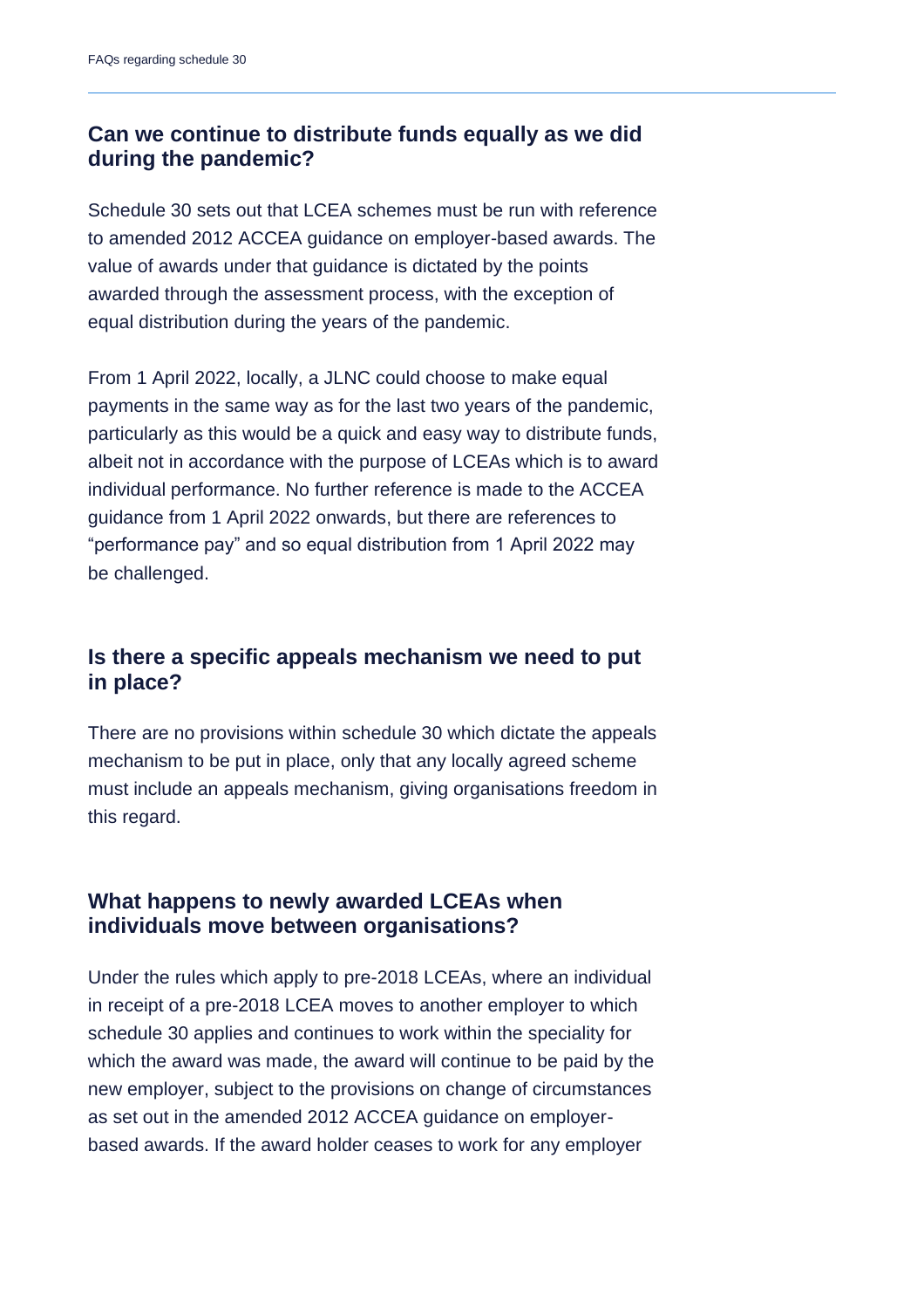## Can we continue to distribute funds equally as we did during the pandemic?

Schedule 30 sets out that LCEA schemes must be run with reference to amended 2012 ACCEA guidance on employer-based awards. The value of awards under that guidance is dictated by the points awarded through the assessment process, with the exception of equal distribution during the years of the pandemic.

From 1 April 2022, locally, a JLNC could choose to make equal payments in the same way as for the last two years of the pandemic, particularly as this would be a quick and easy way to distribute funds, albeit not in accordance with the purpose of LCEAs which is to award individual performance. No further reference is made to the ACCEA guidance from 1 April 2022 onwards, but there are references to "performance pay" and so equal distribution from 1 April 2022 may be challenged.

## Is there a specific appeals mechanism we need to put in place?

There are no provisions within schedule 30 which dictate the appeals mechanism to be put in place, only that any locally agreed scheme must include an appeals mechanism, giving organisations freedom in this regard.

## What happens to newly awarded LCEAs when individuals move between organisations?

Under the rules which apply to pre-2018 LCEAs, where an individual in receipt of a pre-2018 LCEA moves to another employer to which schedule 30 applies and continues to work within the speciality for which the award was made, the award will continue to be paid by the new employer, subject to the provisions on change of circumstances as set out in the amended 2012 ACCEA guidance on employer-based awards. If the award holder ceases to work for any employer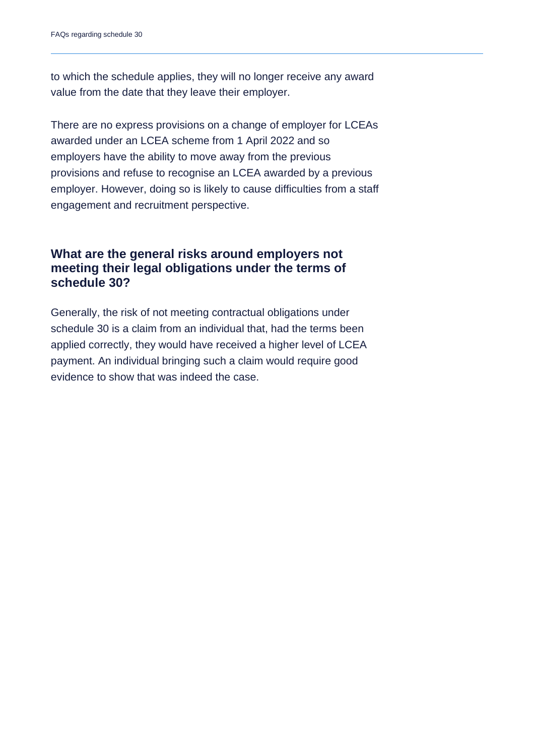to which the schedule applies, they will no longer receive any award value from the date that they leave their employer.

There are no express provisions on a change of employer for LCEAs awarded under an LCEA scheme from 1 April 2022 and so employers have the ability to move away from the previous provisions and refuse to recognise an LCEA awarded by a previous employer. However, doing so is likely to cause difficulties from a staff engagement and recruitment perspective.

## What are the general risks around employers not meeting their legal obligations under the terms of schedule 30?

Generally, the risk of not meeting contractual obligations under schedule 30 is a claim from an individual that, had the terms been applied correctly, they would have received a higher level of LCEA payment. An individual bringing such a claim would require good evidence to show that was indeed the case.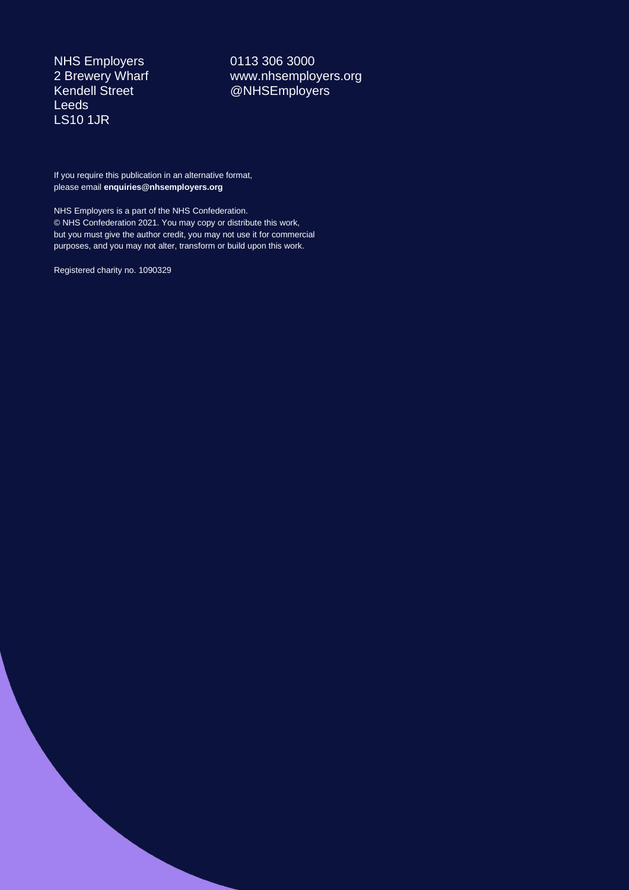NHS Employers
2 Brewery Wharf
Kendell Street
Leeds
LS10 1JR

0113 306 3000
www.nhsemployers.org
@NHSEmployers

If you require this publication in an alternative format, please email **enquiries@nhsemployers.org**

NHS Employers is a part of the NHS Confederation.
© NHS Confederation 2021. You may copy or distribute this work, but you must give the author credit, you may not use it for commercial purposes, and you may not alter, transform or build upon this work.

Registered charity no. 1090329